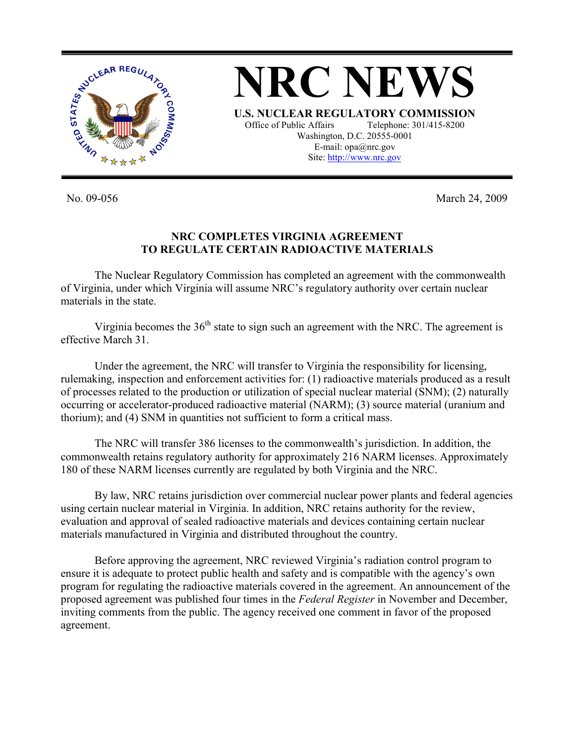# NRC NEWS

**U.S. NUCLEAR REGULATORY COMMISSION**

Office of Public Affairs Telephone: 301/415-8200
Washington, D.C. 20555-0001
E-mail: opa@nrc.gov
Site: http://www.nrc.gov

No. 09-056 March 24, 2009

## NRC COMPLETES VIRGINIA AGREEMENT TO REGULATE CERTAIN RADIOACTIVE MATERIALS

The Nuclear Regulatory Commission has completed an agreement with the commonwealth of Virginia, under which Virginia will assume NRC's regulatory authority over certain nuclear materials in the state.

Virginia becomes the 36th state to sign such an agreement with the NRC. The agreement is effective March 31.

Under the agreement, the NRC will transfer to Virginia the responsibility for licensing, rulemaking, inspection and enforcement activities for: (1) radioactive materials produced as a result of processes related to the production or utilization of special nuclear material (SNM); (2) naturally occurring or accelerator-produced radioactive material (NARM); (3) source material (uranium and thorium); and (4) SNM in quantities not sufficient to form a critical mass.

The NRC will transfer 386 licenses to the commonwealth's jurisdiction. In addition, the commonwealth retains regulatory authority for approximately 216 NARM licenses. Approximately 180 of these NARM licenses currently are regulated by both Virginia and the NRC.

By law, NRC retains jurisdiction over commercial nuclear power plants and federal agencies using certain nuclear material in Virginia. In addition, NRC retains authority for the review, evaluation and approval of sealed radioactive materials and devices containing certain nuclear materials manufactured in Virginia and distributed throughout the country.

Before approving the agreement, NRC reviewed Virginia's radiation control program to ensure it is adequate to protect public health and safety and is compatible with the agency's own program for regulating the radioactive materials covered in the agreement. An announcement of the proposed agreement was published four times in the *Federal Register* in November and December, inviting comments from the public. The agency received one comment in favor of the proposed agreement.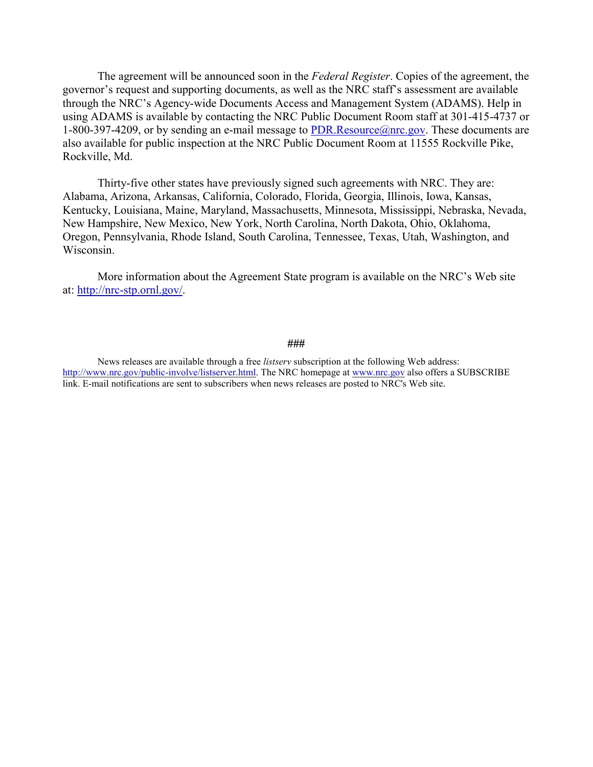The agreement will be announced soon in the *Federal Register*. Copies of the agreement, the governor's request and supporting documents, as well as the NRC staff's assessment are available through the NRC's Agency-wide Documents Access and Management System (ADAMS). Help in using ADAMS is available by contacting the NRC Public Document Room staff at 301-415-4737 or 1-800-397-4209, or by sending an e-mail message to PDR.Resource@nrc.gov. These documents are also available for public inspection at the NRC Public Document Room at 11555 Rockville Pike, Rockville, Md.

Thirty-five other states have previously signed such agreements with NRC. They are: Alabama, Arizona, Arkansas, California, Colorado, Florida, Georgia, Illinois, Iowa, Kansas, Kentucky, Louisiana, Maine, Maryland, Massachusetts, Minnesota, Mississippi, Nebraska, Nevada, New Hampshire, New Mexico, New York, North Carolina, North Dakota, Ohio, Oklahoma, Oregon, Pennsylvania, Rhode Island, South Carolina, Tennessee, Texas, Utah, Washington, and Wisconsin.

More information about the Agreement State program is available on the NRC's Web site at: http://nrc-stp.ornl.gov/.

###

News releases are available through a free *listserv* subscription at the following Web address: http://www.nrc.gov/public-involve/listserver.html. The NRC homepage at www.nrc.gov also offers a SUBSCRIBE link. E-mail notifications are sent to subscribers when news releases are posted to NRC's Web site.